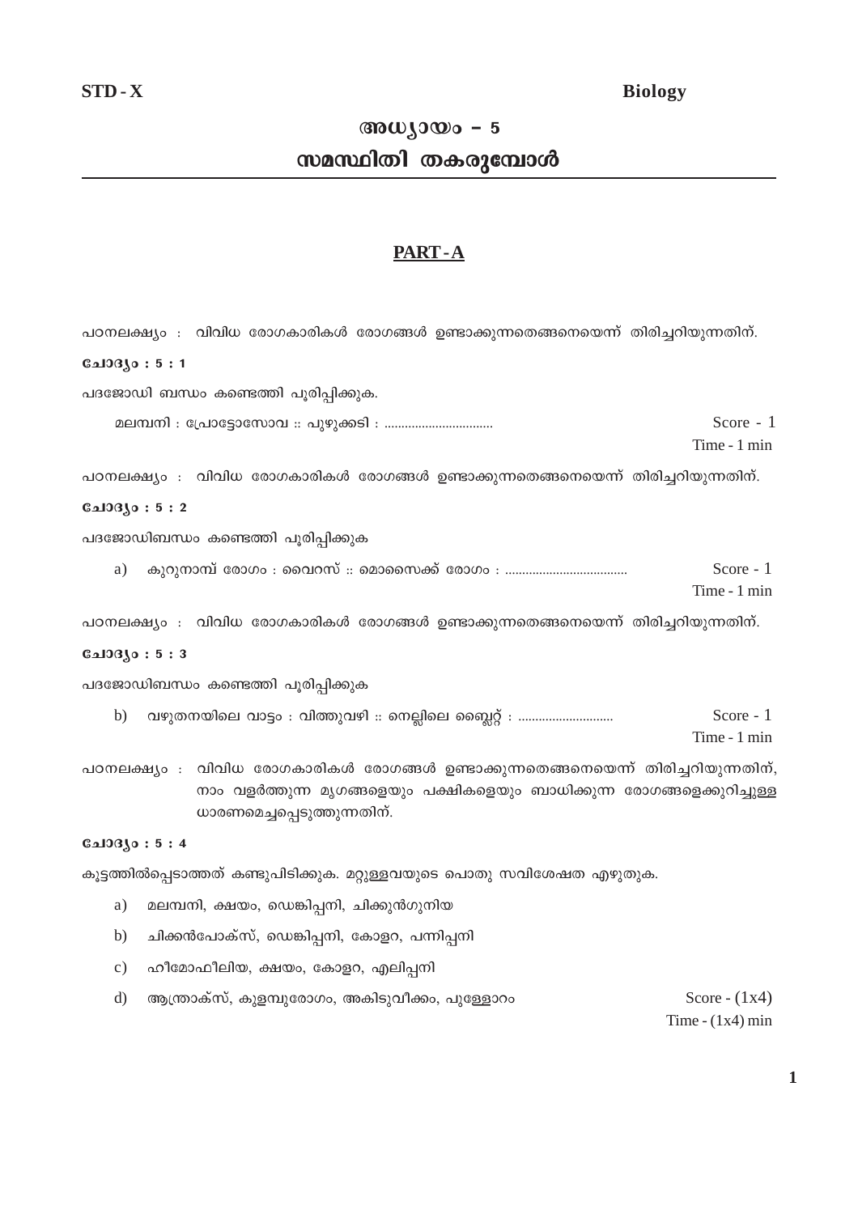STD - X　　　　　　　　　　　　　　　　　　　　　　　　　　　　　　Biology

# അധ്യായം – 5

# സമസ്ഥിതി തകരുമ്പോൾ

## PART - A

പഠനലക്ഷ്യം : വിവിധ രോഗകാരികൾ രോഗങ്ങൾ ഉണ്ടാക്കുന്നതെങ്ങനെയെന്ന് തിരിച്ചറിയുന്നതിന്.

**ചോദ്യം : 5 : 1**

പദജോഡി ബന്ധം കണ്ടെത്തി പൂരിപ്പിക്കുക.

മലമ്പനി : പ്രോട്ടോസോവ :: പുഴുക്കടി : ................................ 　　Score - 1
Time - 1 min

പഠനലക്ഷ്യം : വിവിധ രോഗകാരികൾ രോഗങ്ങൾ ഉണ്ടാക്കുന്നതെങ്ങനെയെന്ന് തിരിച്ചറിയുന്നതിന്.

**ചോദ്യം : 5 : 2**

പദജോഡിബന്ധം കണ്ടെത്തി പൂരിപ്പിക്കുക

a) കുറുനാമ്പ് രോഗം : വൈറസ് :: മൊസൈക്ക് രോഗം : ................................... 　　Score - 1
Time - 1 min

പഠനലക്ഷ്യം : വിവിധ രോഗകാരികൾ രോഗങ്ങൾ ഉണ്ടാക്കുന്നതെങ്ങനെയെന്ന് തിരിച്ചറിയുന്നതിന്.

**ചോദ്യം : 5 : 3**

പദജോഡിബന്ധം കണ്ടെത്തി പൂരിപ്പിക്കുക

b) വഴുതനയിലെ വാട്ടം : വിത്തുവഴി :: നെല്ലിലെ ബ്ലൈറ്റ് : ........................... 　　Score - 1
Time - 1 min

പഠനലക്ഷ്യം : വിവിധ രോഗകാരികൾ രോഗങ്ങൾ ഉണ്ടാക്കുന്നതെങ്ങനെയെന്ന് തിരിച്ചറിയുന്നതിന്, നാം വളർത്തുന്ന മൃഗങ്ങളെയും പക്ഷികളെയും ബാധിക്കുന്ന രോഗങ്ങളെക്കുറിച്ചുള്ള ധാരണമെച്ചപ്പെടുത്തുന്നതിന്.

**ചോദ്യം : 5 : 4**

കൂട്ടത്തിൽപ്പെടാത്തത് കണ്ടുപിടിക്കുക. മറ്റുള്ളവയുടെ പൊതു സവിശേഷത എഴുതുക.

a) മലമ്പനി, ക്ഷയം, ഡെങ്കിപ്പനി, ചിക്കുൻഗുനിയ

b) ചിക്കൻപോക്സ്, ഡെങ്കിപ്പനി, കോളറ, പന്നിപ്പനി

c) ഹീമോഫീലിയ, ക്ഷയം, കോളറ, എലിപ്പനി

d) ആന്ത്രാക്സ്, കുളമ്പുരോഗം, അകിടുവീക്കം, പുള്ളോറം 　　Score - (1x4)
Time - (1x4) min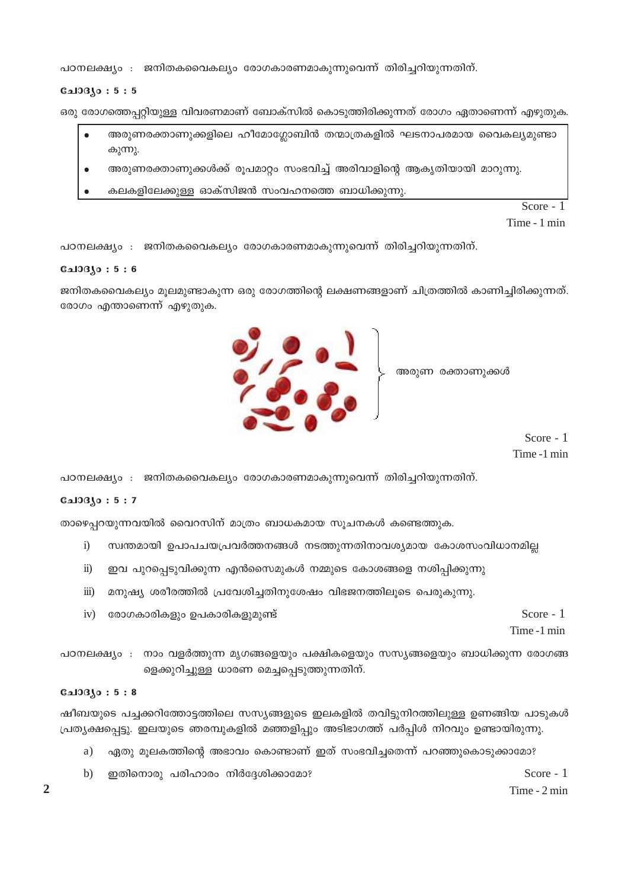പഠനലക്ഷ്യം : ജനിതകവൈകല്യം രോഗകാരണമാകുന്നുവെന്ന് തിരിച്ചറിയുന്നതിന്.

**ചോദ്യം : 5 : 5**

ഒരു രോഗത്തെപ്പറ്റിയുള്ള വിവരണമാണ് ബോക്സിൽ കൊടുത്തിരിക്കുന്നത് രോഗം ഏതാണെന്ന് എഴുതുക.

- അരുണരക്താണുക്കളിലെ ഹീമോഗ്ലോബിൻ തന്മാത്രകളിൽ ഘടനാപരമായ വൈകല്യമുണ്ടാകുന്നു.
- അരുണരക്താണുക്കൾക്ക് രൂപമാറ്റം സംഭവിച്ച് അരിവാളിന്റെ ആകൃതിയായി മാറുന്നു.
- കലകളിലേക്കുള്ള ഓക്സിജൻ സംവഹനത്തെ ബാധിക്കുന്നു.

Score - 1
Time - 1 min

പഠനലക്ഷ്യം : ജനിതകവൈകല്യം രോഗകാരണമാകുന്നുവെന്ന് തിരിച്ചറിയുന്നതിന്.

**ചോദ്യം : 5 : 6**

ജനിതകവൈകല്യം മൂലമുണ്ടാകുന്ന ഒരു രോഗത്തിന്റെ ലക്ഷണങ്ങളാണ് ചിത്രത്തിൽ കാണിച്ചിരിക്കുന്നത്. രോഗം എന്താണെന്ന് എഴുതുക.

അരുണ രക്താണുക്കൾ

Score - 1
Time -1 min

പഠനലക്ഷ്യം : ജനിതകവൈകല്യം രോഗകാരണമാകുന്നുവെന്ന് തിരിച്ചറിയുന്നതിന്.

**ചോദ്യം : 5 : 7**

താഴെപ്പറയുന്നവയിൽ വൈറസിന് മാത്രം ബാധകമായ സൂചനകൾ കണ്ടെത്തുക.

i) സ്വന്തമായി ഉപാപചയപ്രവർത്തനങ്ങൾ നടത്തുന്നതിനാവശ്യമായ കോശസംവിധാനമില്ല

ii) ഇവ പുറപ്പെടുവിക്കുന്ന എൻസൈമുകൾ നമ്മുടെ കോശങ്ങളെ നശിപ്പിക്കുന്നു

iii) മനുഷ്യ ശരീരത്തിൽ പ്രവേശിച്ചതിനുശേഷം വിഭജനത്തിലൂടെ പെരുകുന്നു.

iv) രോഗകാരികളും ഉപകാരികളുമുണ്ട്

Score - 1
Time -1 min

പഠനലക്ഷ്യം : നാം വളർത്തുന്ന മൃഗങ്ങളെയും പക്ഷികളെയും സസ്യങ്ങളെയും ബാധിക്കുന്ന രോഗങ്ങളെക്കുറിച്ചുള്ള ധാരണ മെച്ചപ്പെടുത്തുന്നതിന്.

**ചോദ്യം : 5 : 8**

ഷീബയുടെ പച്ചക്കറിത്തോട്ടത്തിലെ സസ്യങ്ങളുടെ ഇലകളിൽ തവിട്ടുനിറത്തിലുള്ള ഉണങ്ങിയ പാടുകൾ പ്രത്യക്ഷപ്പെട്ടു. ഇലയുടെ ഞരമ്പുകളിൽ മഞ്ഞളിപ്പും അടിഭാഗത്ത് പർപ്പിൾ നിറവും ഉണ്ടായിരുന്നു.

a) ഏതു മൂലകത്തിന്റെ അഭാവം കൊണ്ടാണ് ഇത് സംഭവിച്ചതെന്ന് പറഞ്ഞുകൊടുക്കാമോ?

b) ഇതിനൊരു പരിഹാരം നിർദ്ദേശിക്കാമോ?

Score - 1
Time - 2 min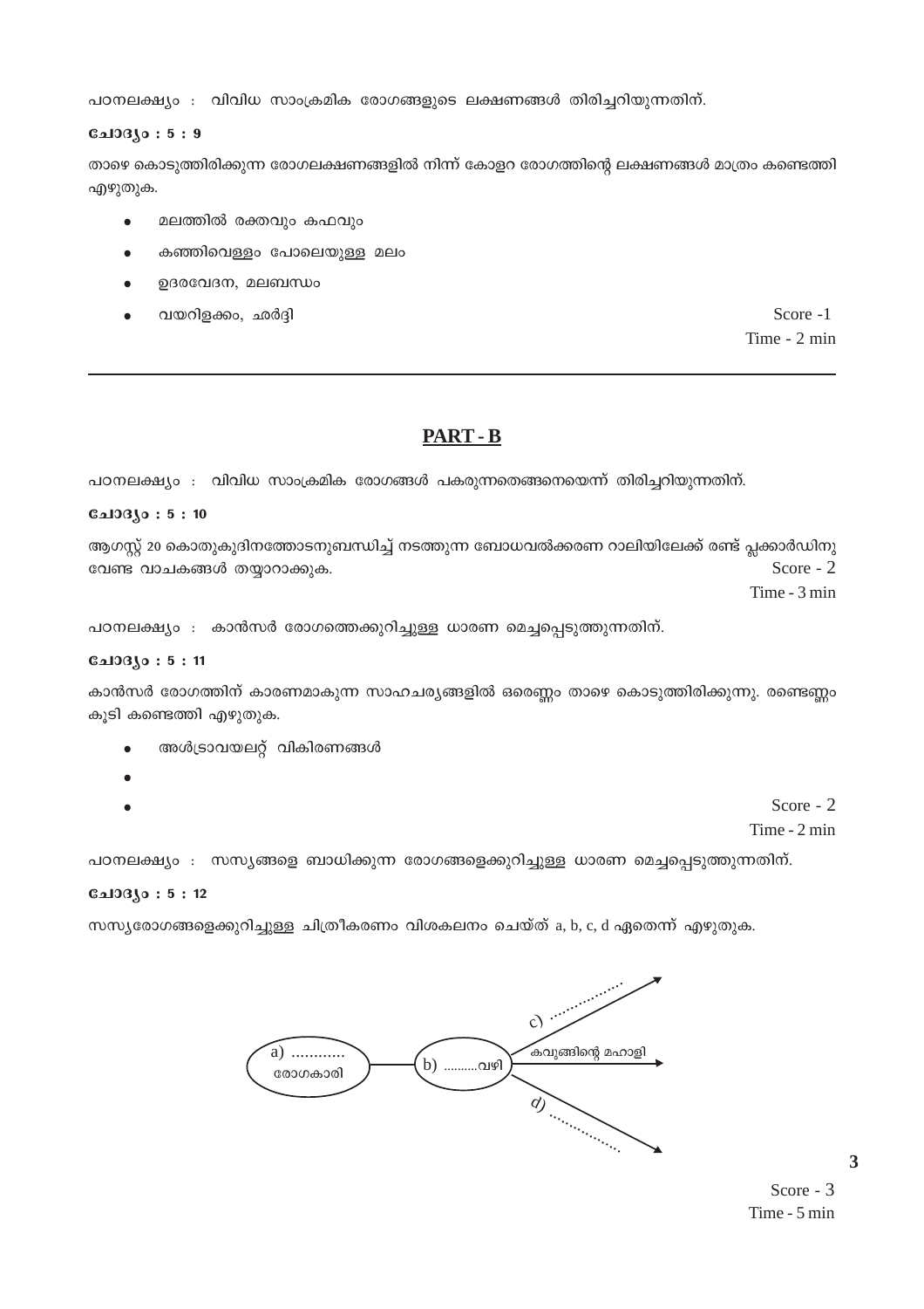പഠനലക്ഷ്യം : വിവിധ സാംക്രമിക രോഗങ്ങളുടെ ലക്ഷണങ്ങൾ തിരിച്ചറിയുന്നതിന്.

**ചോദ്യം : 5 : 9**

താഴെ കൊടുത്തിരിക്കുന്ന രോഗലക്ഷണങ്ങളിൽ നിന്ന് കോളറ രോഗത്തിന്റെ ലക്ഷണങ്ങൾ മാത്രം കണ്ടെത്തി എഴുതുക.

- മലത്തിൽ രക്തവും കഫവും
- കഞ്ഞിവെള്ളം പോലെയുള്ള മലം
- ഉദരവേദന, മലബന്ധം
- വയറിളക്കം, ഛർദ്ദി

Score -1
Time - 2 min

---

## PART - B

പഠനലക്ഷ്യം : വിവിധ സാംക്രമിക രോഗങ്ങൾ പകരുന്നതെങ്ങനെയെന്ന് തിരിച്ചറിയുന്നതിന്.

**ചോദ്യം : 5 : 10**

ആഗസ്റ്റ് 20 കൊതുകുദിനത്തോടനുബന്ധിച്ച് നടത്തുന്ന ബോധവൽക്കരണ റാലിയിലേക്ക് രണ്ട് പ്ലക്കാർഡിനു വേണ്ട വാചകങ്ങൾ തയ്യാറാക്കുക.

Score - 2
Time - 3 min

പഠനലക്ഷ്യം : കാൻസർ രോഗത്തെക്കുറിച്ചുള്ള ധാരണ മെച്ചപ്പെടുത്തുന്നതിന്.

**ചോദ്യം : 5 : 11**

കാൻസർ രോഗത്തിന് കാരണമാകുന്ന സാഹചര്യങ്ങളിൽ ഒരെണ്ണം താഴെ കൊടുത്തിരിക്കുന്നു. രണ്ടെണ്ണം കൂടി കണ്ടെത്തി എഴുതുക.

- അൾട്രാവയലറ്റ് വികിരണങ്ങൾ
- 
- 

Score - 2
Time - 2 min

പഠനലക്ഷ്യം : സസ്യങ്ങളെ ബാധിക്കുന്ന രോഗങ്ങളെക്കുറിച്ചുള്ള ധാരണ മെച്ചപ്പെടുത്തുന്നതിന്.

**ചോദ്യം : 5 : 12**

സസ്യരോഗങ്ങളെക്കുറിച്ചുള്ള ചിത്രീകരണം വിശകലനം ചെയ്ത് a, b, c, d ഏതെന്ന് എഴുതുക.

a) ............ രോഗകാരി → b) ..........വഴി → c) ..................
→ കവുങ്ങിന്റെ മഹാളി
→ d) ..................

Score - 3
Time - 5 min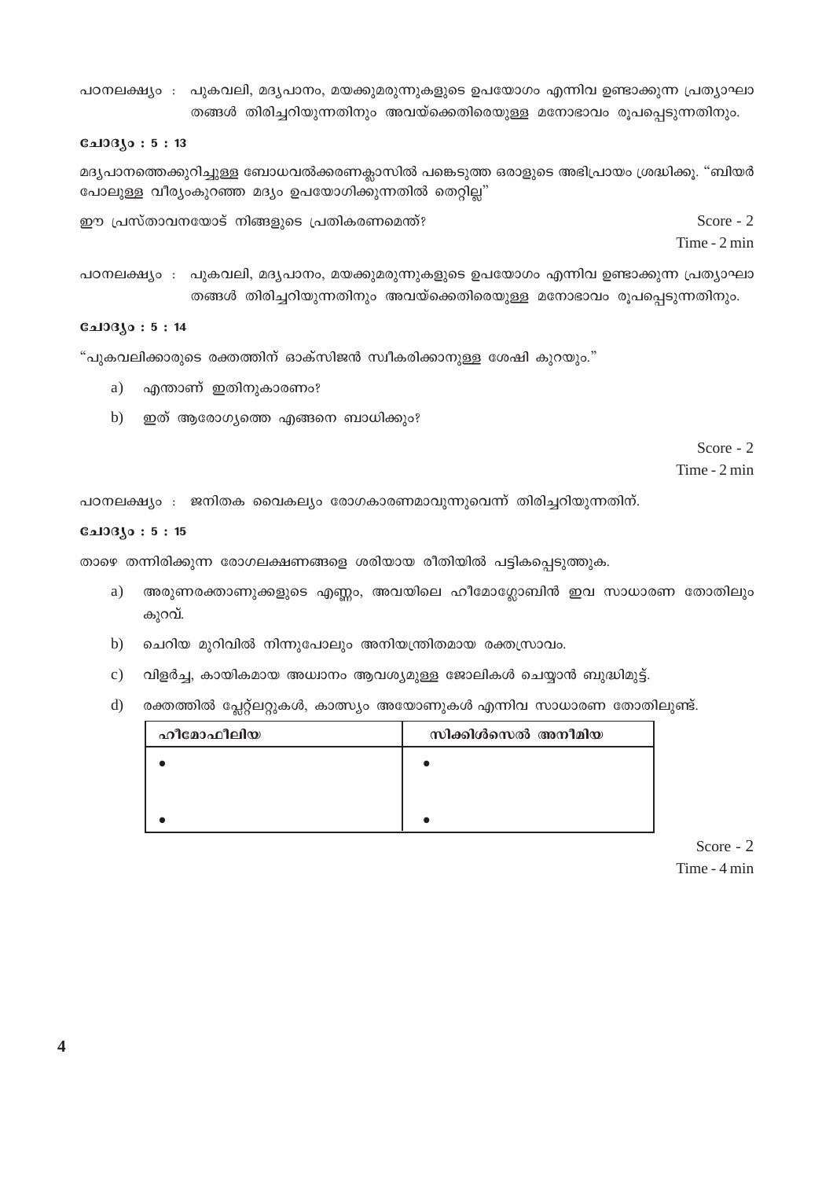പഠനലക്ഷ്യം : പുകവലി, മദ്യപാനം, മയക്കുമരുന്നുകളുടെ ഉപയോഗം എന്നിവ ഉണ്ടാക്കുന്ന പ്രത്യാഘാതങ്ങൾ തിരിച്ചറിയുന്നതിനും അവയ്ക്കെതിരെയുള്ള മനോഭാവം രൂപപ്പെടുന്നതിനും.

**ചോദ്യം : 5 : 13**

മദ്യപാനത്തെക്കുറിച്ചുള്ള ബോധവൽക്കരണക്ലാസിൽ പങ്കെടുത്ത ഒരാളുടെ അഭിപ്രായം ശ്രദ്ധിക്കൂ. "ബിയർ പോലുള്ള വീര്യംകുറഞ്ഞ മദ്യം ഉപയോഗിക്കുന്നതിൽ തെറ്റില്ല"

ഈ പ്രസ്താവനയോട് നിങ്ങളുടെ പ്രതികരണമെന്ത്?

Score - 2
Time - 2 min

പഠനലക്ഷ്യം : പുകവലി, മദ്യപാനം, മയക്കുമരുന്നുകളുടെ ഉപയോഗം എന്നിവ ഉണ്ടാക്കുന്ന പ്രത്യാഘാതങ്ങൾ തിരിച്ചറിയുന്നതിനും അവയ്ക്കെതിരെയുള്ള മനോഭാവം രൂപപ്പെടുന്നതിനും.

**ചോദ്യം : 5 : 14**

"പുകവലിക്കാരുടെ രക്തത്തിന് ഓക്സിജൻ സ്വീകരിക്കാനുള്ള ശേഷി കുറയും."

a) എന്താണ് ഇതിനുകാരണം?

b) ഇത് ആരോഗ്യത്തെ എങ്ങനെ ബാധിക്കും?

Score - 2
Time - 2 min

പഠനലക്ഷ്യം : ജനിതക വൈകല്യം രോഗകാരണമാവുന്നുവെന്ന് തിരിച്ചറിയുന്നതിന്.

**ചോദ്യം : 5 : 15**

താഴെ തന്നിരിക്കുന്ന രോഗലക്ഷണങ്ങളെ ശരിയായ രീതിയിൽ പട്ടികപ്പെടുത്തുക.

a) അരുണരക്താണുക്കളുടെ എണ്ണം, അവയിലെ ഹീമോഗ്ലോബിൻ ഇവ സാധാരണ തോതിലും കുറവ്.

b) ചെറിയ മുറിവിൽ നിന്നുപോലും അനിയന്ത്രിതമായ രക്തസ്രാവം.

c) വിളർച്ച, കായികമായ അധ്വാനം ആവശ്യമുള്ള ജോലികൾ ചെയ്യാൻ ബുദ്ധിമുട്ട്.

d) രക്തത്തിൽ പ്ലേറ്റ്ലറ്റുകൾ, കാത്സ്യം അയോണുകൾ എന്നിവ സാധാരണ തോതിലുണ്ട്.

| ഹീമോഫീലിയ | സിക്കിൾസെൽ അനീമിയ |
|---|---|
| • | • |
| • | • |

Score - 2
Time - 4 min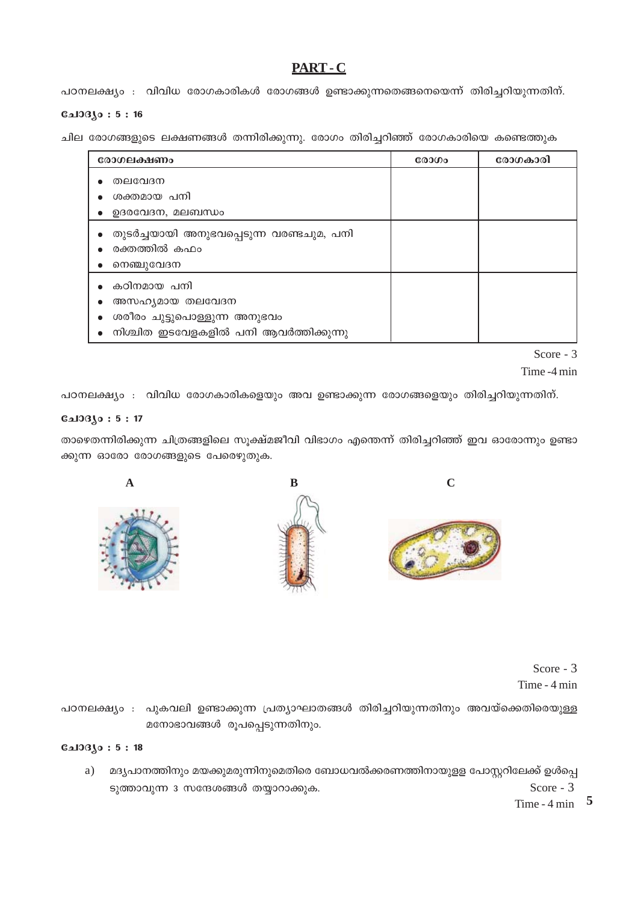## PART - C

പഠനലക്ഷ്യം : വിവിധ രോഗകാരികൾ രോഗങ്ങൾ ഉണ്ടാക്കുന്നതെങ്ങനെയെന്ന് തിരിച്ചറിയുന്നതിന്.

**ചോദ്യം : 5 : 16**

ചില രോഗങ്ങളുടെ ലക്ഷണങ്ങൾ തന്നിരിക്കുന്നു. രോഗം തിരിച്ചറിഞ്ഞ് രോഗകാരിയെ കണ്ടെത്തുക

| രോഗലക്ഷണം | രോഗം | രോഗകാരി |
|---|---|---|
| • തലവേദന<br>• ശക്തമായ പനി<br>• ഉദരവേദന, മലബന്ധം | | |
| • തുടർച്ചയായി അനുഭവപ്പെടുന്ന വരണ്ടചുമ, പനി<br>• രക്തത്തിൽ കഫം<br>• നെഞ്ചുവേദന | | |
| • കഠിനമായ പനി<br>• അസഹ്യമായ തലവേദന<br>• ശരീരം ചുട്ടുപൊള്ളുന്ന അനുഭവം<br>• നിശ്ചിത ഇടവേളകളിൽ പനി ആവർത്തിക്കുന്നു | | |

Score - 3
Time -4 min

പഠനലക്ഷ്യം : വിവിധ രോഗകാരികളെയും അവ ഉണ്ടാക്കുന്ന രോഗങ്ങളെയും തിരിച്ചറിയുന്നതിന്.

**ചോദ്യം : 5 : 17**

താഴെതന്നിരിക്കുന്ന ചിത്രങ്ങളിലെ സൂക്ഷ്മജീവി വിഭാഗം എന്തെന്ന് തിരിച്ചറിഞ്ഞ് ഇവ ഓരോന്നും ഉണ്ടാക്കുന്ന ഓരോ രോഗങ്ങളുടെ പേരെഴുതുക.

A B C

Score - 3
Time - 4 min

പഠനലക്ഷ്യം : പുകവലി ഉണ്ടാക്കുന്ന പ്രത്യാഘാതങ്ങൾ തിരിച്ചറിയുന്നതിനും അവയ്ക്കെതിരെയുള്ള മനോഭാവങ്ങൾ രൂപപ്പെടുന്നതിനും.

**ചോദ്യം : 5 : 18**

a) മദ്യപാനത്തിനും മയക്കുമരുന്നിനുമെതിരെ ബോധവൽക്കരണത്തിനായുള്ള പോസ്റ്ററിലേക്ക് ഉൾപ്പെടുത്താവുന്ന 3 സന്ദേശങ്ങൾ തയ്യാറാക്കുക.

Score - 3
Time - 4 min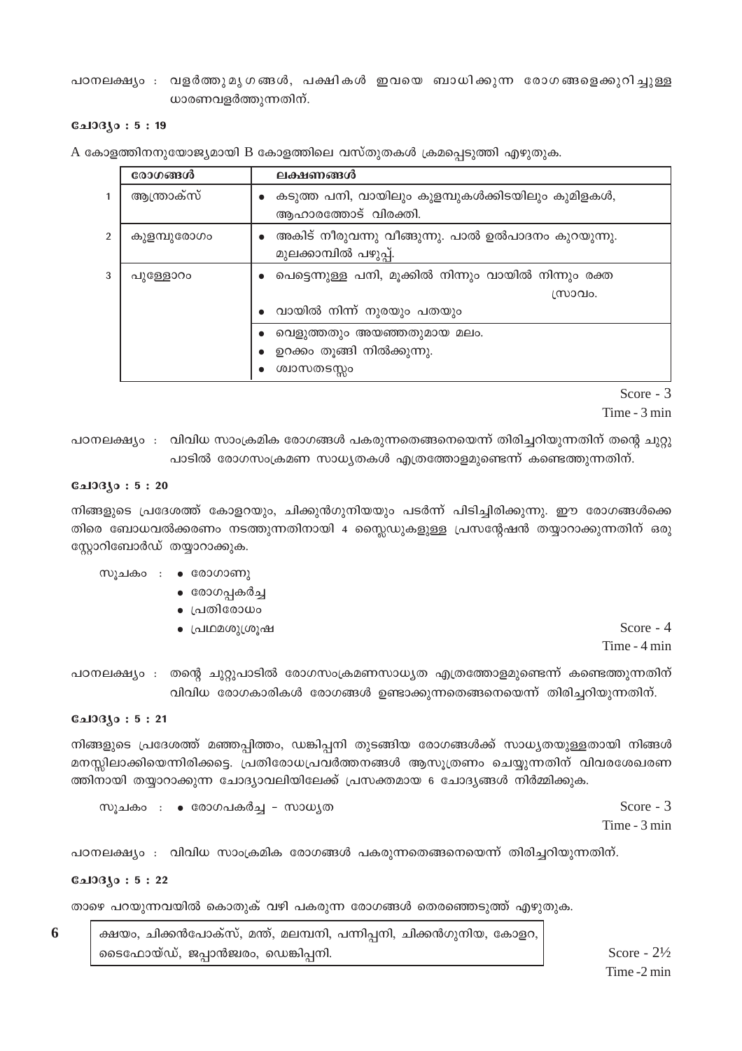പഠനലക്ഷ്യം : വളർത്തുമൃഗങ്ങൾ, പക്ഷികൾ ഇവയെ ബാധിക്കുന്ന രോഗങ്ങളെക്കുറിച്ചുള്ള ധാരണവളർത്തുന്നതിന്.

**ചോദ്യം : 5 : 19**

A കോളത്തിനനുയോജ്യമായി B കോളത്തിലെ വസ്തുതകൾ ക്രമപ്പെടുത്തി എഴുതുക.

| | രോഗങ്ങൾ | ലക്ഷണങ്ങൾ |
|---|---|---|
| 1 | ആന്ത്രാക്സ് | • കടുത്ത പനി, വായിലും കുളമ്പുകൾക്കിടയിലും കുമിളകൾ, ആഹാരത്തോട് വിരക്തി. |
| 2 | കുളമ്പുരോഗം | • അകിട് നീരുവന്നു വീങ്ങുന്നു. പാൽ ഉൽപാദനം കുറയുന്നു. മുലക്കാമ്പിൽ പഴുപ്പ്. |
| 3 | പുള്ളോറം | • പെട്ടെന്നുള്ള പനി, മൂക്കിൽ നിന്നും വായിൽ നിന്നും രക്ത സ്രാവം. • വായിൽ നിന്ന് നുരയും പതയും |
| | | • വെളുത്തതും അയഞ്ഞതുമായ മലം. • ഉറക്കം തൂങ്ങി നിൽക്കുന്നു. • ശ്വാസതടസ്സം |

Score - 3
Time - 3 min

പഠനലക്ഷ്യം : വിവിധ സാംക്രമിക രോഗങ്ങൾ പകരുന്നതെങ്ങനെയെന്ന് തിരിച്ചറിയുന്നതിന് തന്റെ ചുറ്റുപാടിൽ രോഗസംക്രമണ സാധ്യതകൾ എത്രത്തോളമുണ്ടെന്ന് കണ്ടെത്തുന്നതിന്.

**ചോദ്യം : 5 : 20**

നിങ്ങളുടെ പ്രദേശത്ത് കോളറയും, ചിക്കുൻഗുനിയയും പടർന്ന് പിടിച്ചിരിക്കുന്നു. ഈ രോഗങ്ങൾക്കെതിരെ ബോധവൽക്കരണം നടത്തുന്നതിനായി 4 സ്ലൈഡുകളുള്ള പ്രസന്റേഷൻ തയ്യാറാക്കുന്നതിന് ഒരു സ്റ്റോറിബോർഡ് തയ്യാറാക്കുക.

സൂചകം :
- രോഗാണു
- രോഗപ്പകർച്ച
- പ്രതിരോധം
- പ്രഥമശുശ്രൂഷ

Score - 4
Time - 4 min

പഠനലക്ഷ്യം : തന്റെ ചുറ്റുപാടിൽ രോഗസംക്രമണസാധ്യത എത്രത്തോളമുണ്ടെന്ന് കണ്ടെത്തുന്നതിന് വിവിധ രോഗകാരികൾ രോഗങ്ങൾ ഉണ്ടാക്കുന്നതെങ്ങനെയെന്ന് തിരിച്ചറിയുന്നതിന്.

**ചോദ്യം : 5 : 21**

നിങ്ങളുടെ പ്രദേശത്ത് മഞ്ഞപ്പിത്തം, ഡങ്കിപ്പനി തുടങ്ങിയ രോഗങ്ങൾക്ക് സാധ്യതയുള്ളതായി നിങ്ങൾ മനസ്സിലാക്കിയെന്നിരിക്കട്ടെ. പ്രതിരോധപ്രവർത്തനങ്ങൾ ആസൂത്രണം ചെയ്യുന്നതിന് വിവരശേഖരണത്തിനായി തയ്യാറാക്കുന്ന ചോദ്യാവലിയിലേക്ക് പ്രസക്തമായ 6 ചോദ്യങ്ങൾ നിർമ്മിക്കുക.

സൂചകം :
- രോഗപകർച്ച – സാധ്യത

Score - 3
Time - 3 min

പഠനലക്ഷ്യം : വിവിധ സാംക്രമിക രോഗങ്ങൾ പകരുന്നതെങ്ങനെയെന്ന് തിരിച്ചറിയുന്നതിന്.

**ചോദ്യം : 5 : 22**

താഴെ പറയുന്നവയിൽ കൊതുക് വഴി പകരുന്ന രോഗങ്ങൾ തെരഞ്ഞെടുത്ത് എഴുതുക.

| ക്ഷയം, ചിക്കൻപോക്സ്, മന്ത്, മലമ്പനി, പന്നിപ്പനി, ചിക്കൻഗുനിയ, കോളറ, ടൈഫോയ്ഡ്, ജപ്പാൻജ്വരം, ഡെങ്കിപ്പനി. |
|---|

Score - 2½
Time -2 min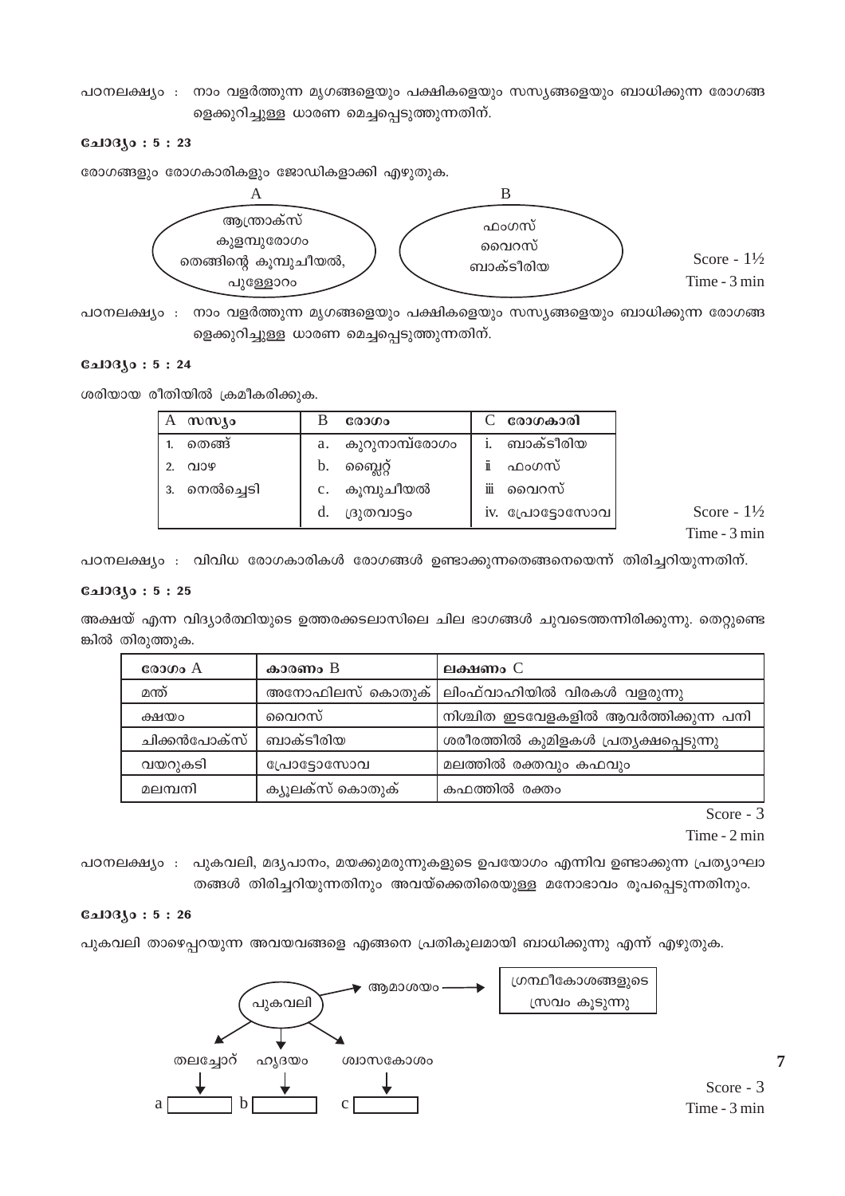പഠനലക്ഷ്യം : നാം വളർത്തുന്ന മൃഗങ്ങളെയും പക്ഷികളെയും സസ്യങ്ങളെയും ബാധിക്കുന്ന രോഗങ്ങളെക്കുറിച്ചുള്ള ധാരണ മെച്ചപ്പെടുത്തുന്നതിന്.

**ചോദ്യം : 5 : 23**

രോഗങ്ങളും രോഗകാരികളും ജോഡികളാക്കി എഴുതുക.

| A | B |
|---|---|
| ആന്ത്രാക്സ് | ഫംഗസ് |
| കുളമ്പുരോഗം | വൈറസ് |
| തെങ്ങിന്റെ കൂമ്പുചീയൽ, | ബാക്ടീരിയ |
| പുള്ളോറം | |

Score - 1½
Time - 3 min

പഠനലക്ഷ്യം : നാം വളർത്തുന്ന മൃഗങ്ങളെയും പക്ഷികളെയും സസ്യങ്ങളെയും ബാധിക്കുന്ന രോഗങ്ങളെക്കുറിച്ചുള്ള ധാരണ മെച്ചപ്പെടുത്തുന്നതിന്.

**ചോദ്യം : 5 : 24**

ശരിയായ രീതിയിൽ ക്രമീകരിക്കുക.

| A സസ്യം | B രോഗം | C രോഗകാരി |
|---|---|---|
| 1. തെങ്ങ് | a. കുറുനാമ്പ്രോഗം | i. ബാക്ടീരിയ |
| 2. വാഴ | b. ബ്ലൈറ്റ് | ii ഫംഗസ് |
| 3. നെൽച്ചെടി | c. കൂമ്പുചീയൽ | iii വൈറസ് |
| | d. ദ്രുതവാട്ടം | iv. പ്രോട്ടോസോവ |

Score - 1½
Time - 3 min

പഠനലക്ഷ്യം : വിവിധ രോഗകാരികൾ രോഗങ്ങൾ ഉണ്ടാക്കുന്നതെങ്ങനെയെന്ന് തിരിച്ചറിയുന്നതിന്.

**ചോദ്യം : 5 : 25**

അക്ഷയ് എന്ന വിദ്യാർത്ഥിയുടെ ഉത്തരക്കടലാസിലെ ചില ഭാഗങ്ങൾ ചുവടെത്തന്നിരിക്കുന്നു. തെറ്റുണ്ടെങ്കിൽ തിരുത്തുക.

| രോഗം A | കാരണം B | ലക്ഷണം C |
|---|---|---|
| മന്ത് | അനോഫിലസ് കൊതുക് | ലിംഫ്‌വാഹിയിൽ വിരകൾ വളരുന്നു |
| ക്ഷയം | വൈറസ് | നിശ്ചിത ഇടവേളകളിൽ ആവർത്തിക്കുന്ന പനി |
| ചിക്കൻപോക്സ് | ബാക്ടീരിയ | ശരീരത്തിൽ കുമിളകൾ പ്രത്യക്ഷപ്പെടുന്നു |
| വയറുകടി | പ്രോട്ടോസോവ | മലത്തിൽ രക്തവും കഫവും |
| മലമ്പനി | ക്യൂലക്സ് കൊതുക് | കഫത്തിൽ രക്തം |

Score - 3
Time - 2 min

പഠനലക്ഷ്യം : പുകവലി, മദ്യപാനം, മയക്കുമരുന്നുകളുടെ ഉപയോഗം എന്നിവ ഉണ്ടാക്കുന്ന പ്രത്യാഘാതങ്ങൾ തിരിച്ചറിയുന്നതിനും അവയ്ക്കെതിരെയുള്ള മനോഭാവം രൂപപ്പെടുത്തുന്നതിനും.

**ചോദ്യം : 5 : 26**

പുകവലി താഴെപ്പറയുന്ന അവയവങ്ങളെ എങ്ങനെ പ്രതികൂലമായി ബാധിക്കുന്നു എന്ന് എഴുതുക.

പുകവലി → ആമാശയം → ഗ്രന്ഥീകോശങ്ങളുടെ സ്രവം കൂടുന്നു

പുകവലി → തലച്ചോറ് → a ________

പുകവലി → ഹൃദയം → b ________

പുകവലി → ശ്വാസകോശം → c ________

Score - 3
Time - 3 min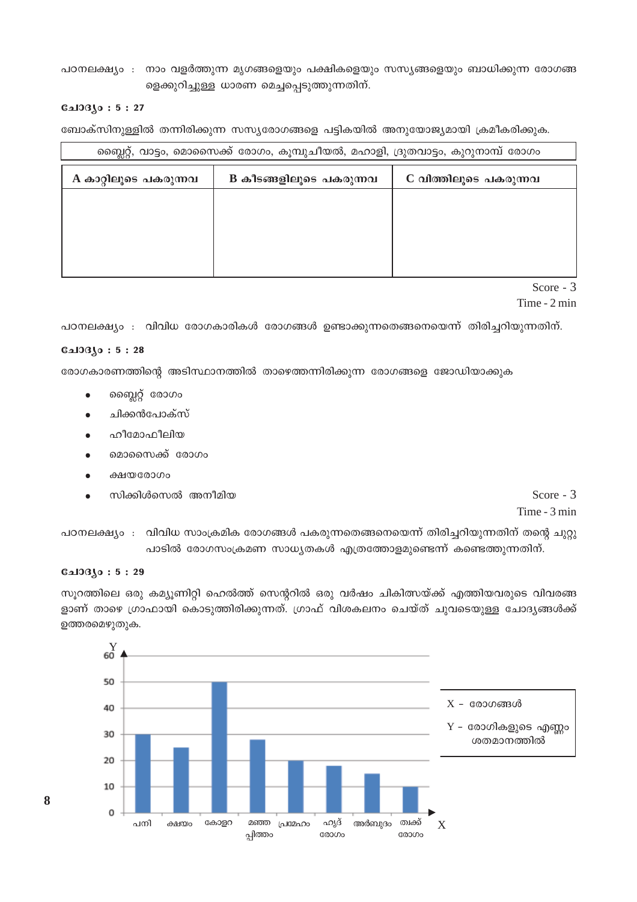പഠനലക്ഷ്യം : നാം വളർത്തുന്ന മൃഗങ്ങളെയും പക്ഷികളെയും സസ്യങ്ങളെയും ബാധിക്കുന്ന രോഗങ്ങളെക്കുറിച്ചുള്ള ധാരണ മെച്ചപ്പെടുത്തുന്നതിന്.

**ചോദ്യം : 5 : 27**

ബോക്സിനുള്ളിൽ തന്നിരിക്കുന്ന സസ്യരോഗങ്ങളെ പട്ടികയിൽ അനുയോജ്യമായി ക്രമീകരിക്കുക.

| ബ്ലൈറ്റ്, വാട്ടം, മൊസൈക്ക് രോഗം, കുമ്പുചീയൽ, മഹാളി, ദ്രുതവാട്ടം, കുറുനാമ്പ് രോഗം |
|---|

| A കാറ്റിലൂടെ പകരുന്നവ | B കീടങ്ങളിലൂടെ പകരുന്നവ | C വിത്തിലൂടെ പകരുന്നവ |
|---|---|---|
| | | |

Score - 3
Time - 2 min

പഠനലക്ഷ്യം : വിവിധ രോഗകാരികൾ രോഗങ്ങൾ ഉണ്ടാക്കുന്നതെങ്ങനെയെന്ന് തിരിച്ചറിയുന്നതിന്.

**ചോദ്യം : 5 : 28**

രോഗകാരണത്തിന്റെ അടിസ്ഥാനത്തിൽ താഴെത്തന്നിരിക്കുന്ന രോഗങ്ങളെ ജോഡിയാക്കുക

- ബ്ലൈറ്റ് രോഗം
- ചിക്കൻപോക്സ്
- ഹീമോഫീലിയ
- മൊസൈക്ക് രോഗം
- ക്ഷയരോഗം
- സിക്കിൾസെൽ അനീമിയ

Score - 3
Time - 3 min

പഠനലക്ഷ്യം : വിവിധ സാംക്രമിക രോഗങ്ങൾ പകരുന്നതെങ്ങനെയെന്ന് തിരിച്ചറിയുന്നതിന് തന്റെ ചുറ്റുപാടിൽ രോഗസംക്രമണ സാധ്യതകൾ എത്രത്തോളമുണ്ടെന്ന് കണ്ടെത്തുന്നതിന്.

**ചോദ്യം : 5 : 29**

സൂറത്തിലെ ഒരു കമ്യൂണിറ്റി ഹെൽത്ത് സെന്ററിൽ ഒരു വർഷം ചികിത്സയ്ക്ക് എത്തിയവരുടെ വിവരങ്ങളാണ് താഴെ ഗ്രാഫായി കൊടുത്തിരിക്കുന്നത്. ഗ്രാഫ് വിശകലനം ചെയ്ത് ചുവടെയുള്ള ചോദ്യങ്ങൾക്ക് ഉത്തരമെഴുതുക.

X - രോഗങ്ങൾ
Y - രോഗികളുടെ എണ്ണം ശതമാനത്തിൽ

| രോഗം | രോഗികളുടെ എണ്ണം (%) |
|---|---|
| പനി | 30 |
| ക്ഷയം | 25 |
| കോളറ | 50 |
| മഞ്ഞ പ്പിത്തം | 28 |
| പ്രമേഹം | 20 |
| ഹൃദ് രോഗം | 18 |
| അർബുദം | 15 |
| ത്വക്ക് രോഗം | 10 |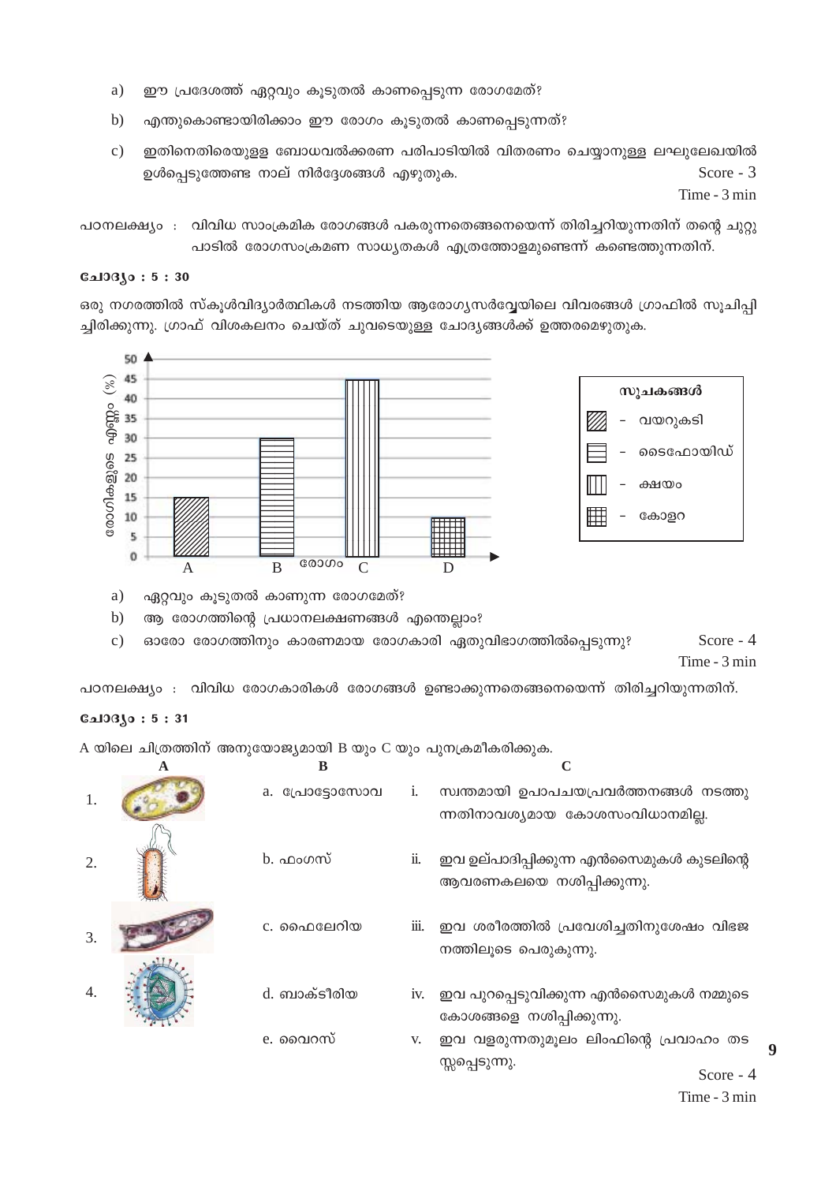a) ഈ പ്രദേശത്ത് ഏറ്റവും കൂടുതൽ കാണപ്പെടുന്ന രോഗമേത്?

b) എന്തുകൊണ്ടായിരിക്കാം ഈ രോഗം കൂടുതൽ കാണപ്പെടുന്നത്?

c) ഇതിനെതിരെയുള്ള ബോധവൽക്കരണ പരിപാടിയിൽ വിതരണം ചെയ്യാനുള്ള ലഘുലേഖയിൽ ഉൾപ്പെടുത്തേണ്ട നാല് നിർദ്ദേശങ്ങൾ എഴുതുക.

Score - 3
Time - 3 min

പഠനലക്ഷ്യം : വിവിധ സാംക്രമിക രോഗങ്ങൾ പകരുന്നതെങ്ങനെയെന്ന് തിരിച്ചറിയുന്നതിന് തന്റെ ചുറ്റുപാടിൽ രോഗസംക്രമണ സാധ്യതകൾ എത്രത്തോളമുണ്ടെന്ന് കണ്ടെത്തുന്നതിന്.

### ചോദ്യം : 5 : 30

ഒരു നഗരത്തിൽ സ്കൂൾവിദ്യാർത്ഥികൾ നടത്തിയ ആരോഗ്യസർവ്വേയിലെ വിവരങ്ങൾ ഗ്രാഫിൽ സൂചിപ്പിച്ചിരിക്കുന്നു. ഗ്രാഫ് വിശകലനം ചെയ്ത് ചുവടെയുള്ള ചോദ്യങ്ങൾക്ക് ഉത്തരമെഴുതുക.

| രോഗം | രോഗികളുടെ എണ്ണം (%) |
|---|---|
| A | 15 |
| B | 30 |
| C | 45 |
| D | 10 |

**സൂചകങ്ങൾ**
- A – വയറുകടി
- B – ടൈഫോയിഡ്
- C – ക്ഷയം
- D – കോളറ

a) ഏറ്റവും കൂടുതൽ കാണുന്ന രോഗമേത്?

b) ആ രോഗത്തിന്റെ പ്രധാനലക്ഷണങ്ങൾ എന്തെല്ലാം?

c) ഓരോ രോഗത്തിനും കാരണമായ രോഗകാരി ഏതുവിഭാഗത്തിൽപ്പെടുന്നു?

Score - 4
Time - 3 min

പഠനലക്ഷ്യം : വിവിധ രോഗകാരികൾ രോഗങ്ങൾ ഉണ്ടാക്കുന്നതെങ്ങനെയെന്ന് തിരിച്ചറിയുന്നതിന്.

### ചോദ്യം : 5 : 31

A യിലെ ചിത്രത്തിന് അനുയോജ്യമായി B യും C യും പുനക്രമീകരിക്കുക.

| A | B | C |
|---|---|---|
| 1. | a. പ്രോട്ടോസോവ | i. സ്വന്തമായി ഉപാപചയപ്രവർത്തനങ്ങൾ നടത്തുന്നതിനാവശ്യമായ കോശസംവിധാനമില്ല. |
| 2. | b. ഫംഗസ് | ii. ഇവ ഉല്പാദിപ്പിക്കുന്ന എൻസൈമുകൾ കുടലിന്റെ ആവരണകലയെ നശിപ്പിക്കുന്നു. |
| 3. | c. ഫൈലേറിയ | iii. ഇവ ശരീരത്തിൽ പ്രവേശിച്ചതിനുശേഷം വിഭജനത്തിലൂടെ പെരുകുന്നു. |
| 4. | d. ബാക്ടീരിയ | iv. ഇവ പുറപ്പെടുവിക്കുന്ന എൻസൈമുകൾ നമ്മുടെ കോശങ്ങളെ നശിപ്പിക്കുന്നു. |
| | e. വൈറസ് | v. ഇവ വളരുന്നതുമൂലം ലിംഫിന്റെ പ്രവാഹം തടസ്സപ്പെടുന്നു. |

Score - 4
Time - 3 min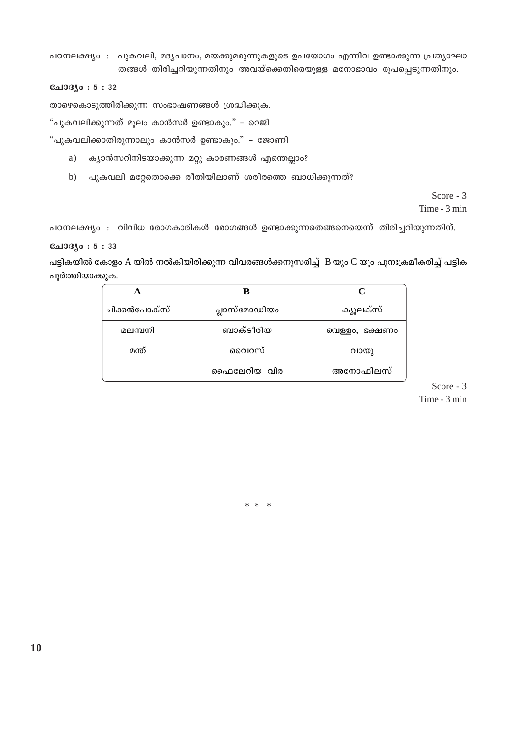പഠനലക്ഷ്യം : പുകവലി, മദ്യപാനം, മയക്കുമരുന്നുകളുടെ ഉപയോഗം എന്നിവ ഉണ്ടാക്കുന്ന പ്രത്യാഘാതങ്ങൾ തിരിച്ചറിയുന്നതിനും അവയ്ക്കെതിരെയുള്ള മനോഭാവം രൂപപ്പെടുന്നതിനും.

**ചോദ്യം : 5 : 32**

താഴെകൊടുത്തിരിക്കുന്ന സംഭാഷണങ്ങൾ ശ്രദ്ധിക്കുക.

"പുകവലിക്കുന്നത് മൂലം കാൻസർ ഉണ്ടാകും." – റെജി

"പുകവലിക്കാതിരുന്നാലും കാൻസർ ഉണ്ടാകും." – ജോണി

a) ക്യാൻസറിനിടയാക്കുന്ന മറ്റു കാരണങ്ങൾ എന്തെല്ലാം?

b) പുകവലി മറ്റേതൊക്കെ രീതിയിലാണ് ശരീരത്തെ ബാധിക്കുന്നത്?

Score - 3
Time - 3 min

പഠനലക്ഷ്യം : വിവിധ രോഗകാരികൾ രോഗങ്ങൾ ഉണ്ടാക്കുന്നതെങ്ങനെയെന്ന് തിരിച്ചറിയുന്നതിന്.

**ചോദ്യം : 5 : 33**

പട്ടികയിൽ കോളം A യിൽ നൽകിയിരിക്കുന്ന വിവരങ്ങൾക്കനുസരിച്ച് B യും C യും പുനഃക്രമീകരിച്ച് പട്ടിക പൂർത്തിയാക്കുക.

| A | B | C |
|---|---|---|
| ചിക്കൻപോക്സ് | പ്ലാസ്മോഡിയം | ക്യൂലക്സ് |
| മലമ്പനി | ബാക്ടീരിയ | വെള്ളം, ഭക്ഷണം |
| മന്ത് | വൈറസ് | വായു |
| | ഫൈലേറിയ വിര | അനോഫിലസ് |

Score - 3
Time - 3 min

\* \* \*